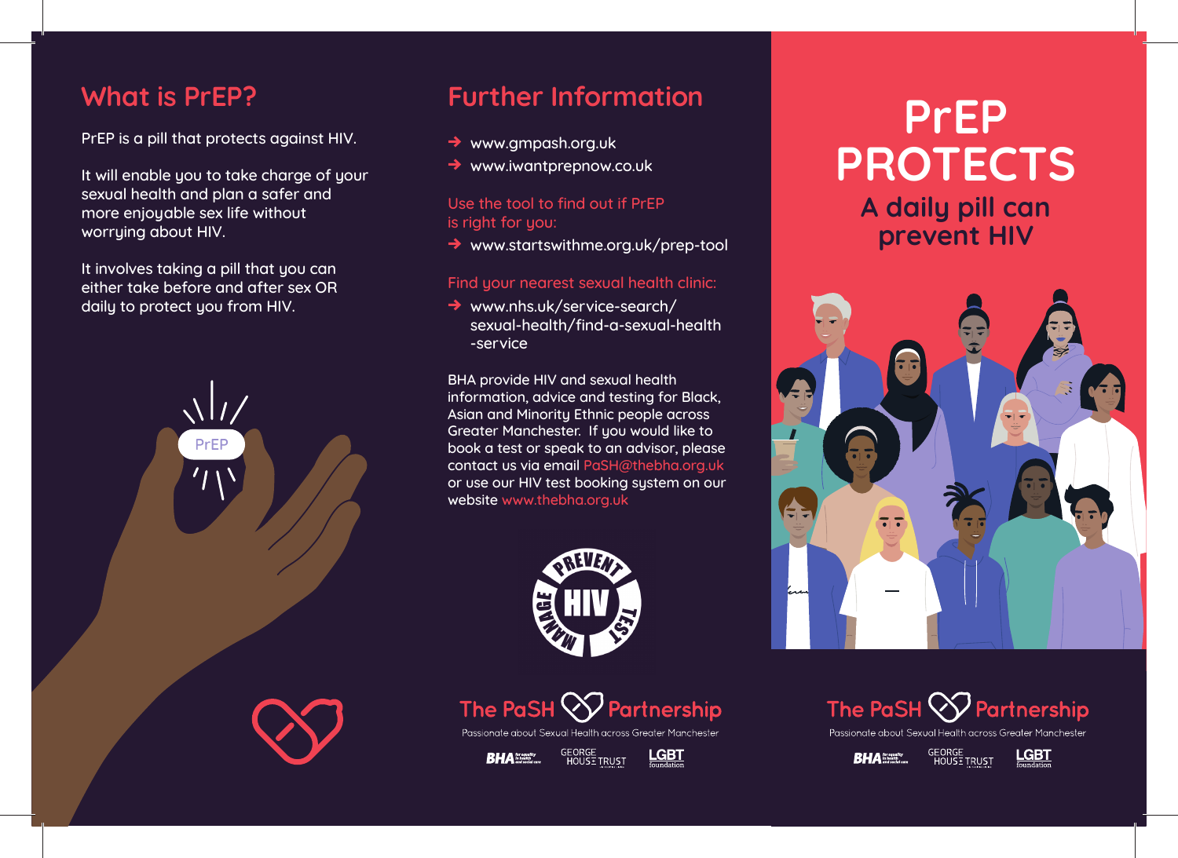## What is PrEP?

PrEP is a pill that protects against HIV.

It will enable you to take charge of your sexual health and plan a safer and more enjoyable sex life without worrying about HIV.

It involves taking a pill that you can either take before and after sex OR daily to protect you from HIV.

PrEP

## Further Information

- www.gmpash.org.uk
- www.iwantprepnow.co.uk

Use the tool to find out if PrEP is right for you:

- www.startswithme.org.uk/prep-tool

Find your nearest sexual health clinic:

- www.nhs.uk/service-search/sexual-health/find-a-sexual-health-service

BHA provide HIV and sexual health information, advice and testing for Black, Asian and Minority Ethnic people across Greater Manchester. If you would like to book a test or speak to an advisor, please contact us via email PaSH@thebha.org.uk or use our HIV test booking system on our website www.thebha.org.uk

PREVENT HIV TEST MANAGE

The PaSH Partnership

Passionate about Sexual Health across Greater Manchester

BHA GEORGE HOUSE TRUST LGBT foundation

# PrEP PROTECTS

## A daily pill can prevent HIV

The PaSH Partnership

Passionate about Sexual Health across Greater Manchester

BHA GEORGE HOUSE TRUST LGBT foundation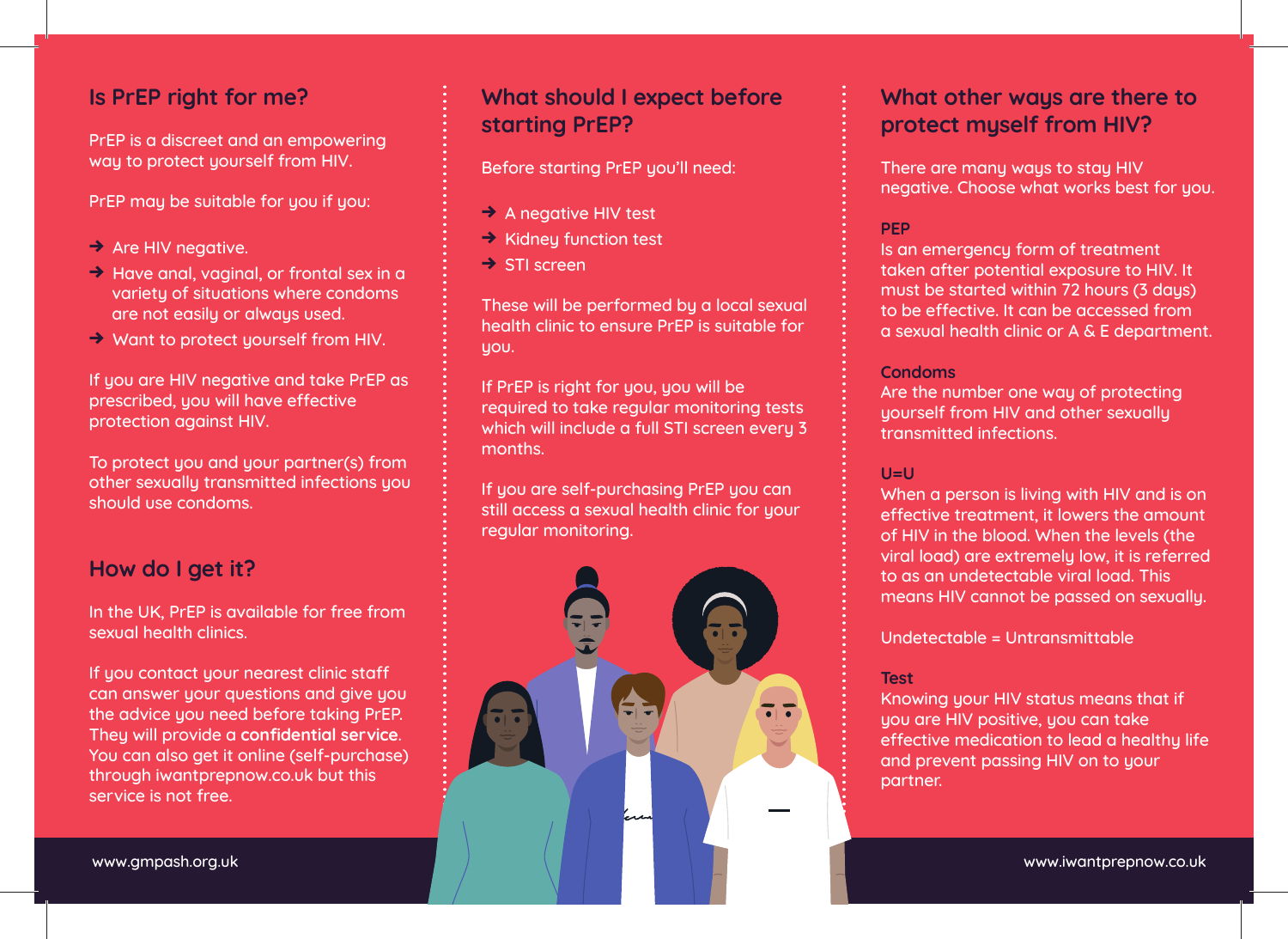## Is PrEP right for me?

PrEP is a discreet and an empowering way to protect yourself from HIV.

PrEP may be suitable for you if you:

- Are HIV negative.
- Have anal, vaginal, or frontal sex in a variety of situations where condoms are not easily or always used.
- Want to protect yourself from HIV.

If you are HIV negative and take PrEP as prescribed, you will have effective protection against HIV.

To protect you and your partner(s) from other sexually transmitted infections you should use condoms.

## How do I get it?

In the UK, PrEP is available for free from sexual health clinics.

If you contact your nearest clinic staff can answer your questions and give you the advice you need before taking PrEP. They will provide a **confidential service**. You can also get it online (self-purchase) through iwantprepnow.co.uk but this service is not free.

## What should I expect before starting PrEP?

Before starting PrEP you'll need:

- A negative HIV test
- Kidney function test
- STI screen

These will be performed by a local sexual health clinic to ensure PrEP is suitable for you.

If PrEP is right for you, you will be required to take regular monitoring tests which will include a full STI screen every 3 months.

If you are self-purchasing PrEP you can still access a sexual health clinic for your regular monitoring.

## What other ways are there to protect myself from HIV?

There are many ways to stay HIV negative. Choose what works best for you.

**PEP**
Is an emergency form of treatment taken after potential exposure to HIV. It must be started within 72 hours (3 days) to be effective. It can be accessed from a sexual health clinic or A & E department.

**Condoms**
Are the number one way of protecting yourself from HIV and other sexually transmitted infections.

**U=U**
When a person is living with HIV and is on effective treatment, it lowers the amount of HIV in the blood. When the levels (the viral load) are extremely low, it is referred to as an undetectable viral load. This means HIV cannot be passed on sexually.

Undetectable = Untransmittable

**Test**
Knowing your HIV status means that if you are HIV positive, you can take effective medication to lead a healthy life and prevent passing HIV on to your partner.

www.gmpash.org.uk

www.iwantprepnow.co.uk